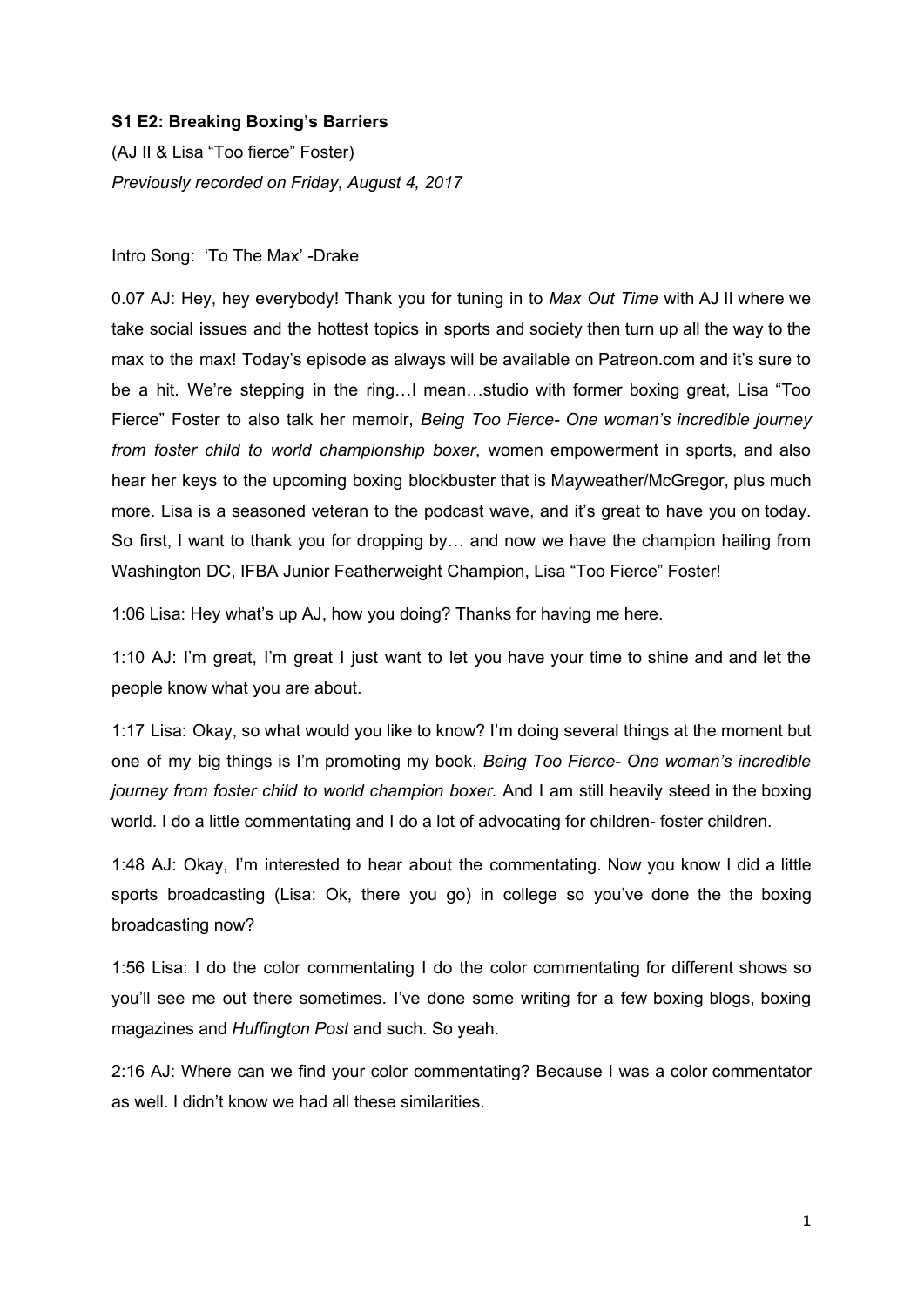**S1 E2: Breaking Boxing's Barriers**

(AJ II & Lisa "Too fierce" Foster)

*Previously recorded on Friday, August 4, 2017*

Intro Song: 'To The Max' -Drake

0.07 AJ: Hey, hey everybody! Thank you for tuning in to *Max Out Time* with AJ II where we take social issues and the hottest topics in sports and society then turn up all the way to the max to the max! Today's episode as always will be available on Patreon.com and it's sure to be a hit. We're stepping in the ring…I mean…studio with former boxing great, Lisa "Too Fierce" Foster to also talk her memoir, *Being Too Fierce- One woman's incredible journey from foster child to world championship boxer*, women empowerment in sports, and also hear her keys to the upcoming boxing blockbuster that is Mayweather/McGregor, plus much more. Lisa is a seasoned veteran to the podcast wave, and it's great to have you on today. So first, I want to thank you for dropping by… and now we have the champion hailing from Washington DC, IFBA Junior Featherweight Champion, Lisa "Too Fierce" Foster!

1:06 Lisa: Hey what's up AJ, how you doing? Thanks for having me here.

1:10 AJ: I'm great, I'm great I just want to let you have your time to shine and and let the people know what you are about.

1:17 Lisa: Okay, so what would you like to know? I'm doing several things at the moment but one of my big things is I'm promoting my book, *Being Too Fierce- One woman's incredible journey from foster child to world champion boxer.* And I am still heavily steed in the boxing world. I do a little commentating and I do a lot of advocating for children- foster children.

1:48 AJ: Okay, I'm interested to hear about the commentating. Now you know I did a little sports broadcasting (Lisa: Ok, there you go) in college so you've done the the boxing broadcasting now?

1:56 Lisa: I do the color commentating I do the color commentating for different shows so you'll see me out there sometimes. I've done some writing for a few boxing blogs, boxing magazines and *Huffington Post* and such. So yeah.

2:16 AJ: Where can we find your color commentating? Because I was a color commentator as well. I didn't know we had all these similarities.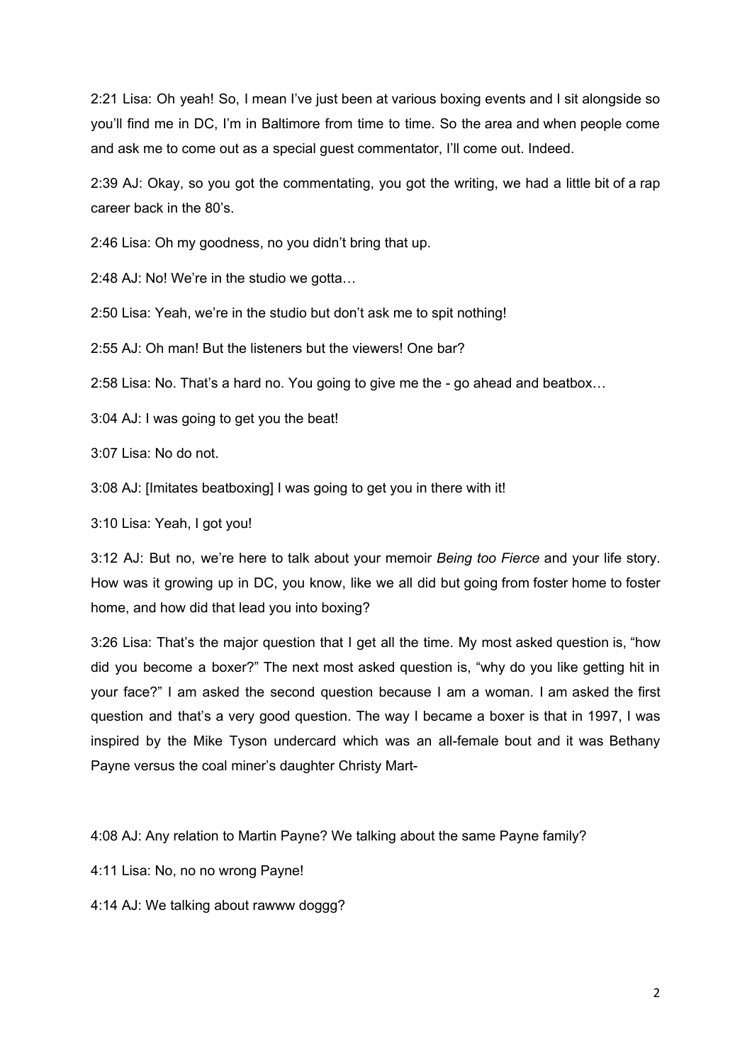2:21 Lisa: Oh yeah! So, I mean I've just been at various boxing events and I sit alongside so you'll find me in DC, I'm in Baltimore from time to time. So the area and when people come and ask me to come out as a special guest commentator, I'll come out. Indeed.

2:39 AJ: Okay, so you got the commentating, you got the writing, we had a little bit of a rap career back in the 80's.

2:46 Lisa: Oh my goodness, no you didn't bring that up.

2:48 AJ: No! We're in the studio we gotta…

2:50 Lisa: Yeah, we're in the studio but don't ask me to spit nothing!

2:55 AJ: Oh man! But the listeners but the viewers! One bar?

2:58 Lisa: No. That's a hard no. You going to give me the - go ahead and beatbox…

3:04 AJ: I was going to get you the beat!

3:07 Lisa: No do not.

3:08 AJ: [Imitates beatboxing] I was going to get you in there with it!

3:10 Lisa: Yeah, I got you!

3:12 AJ: But no, we're here to talk about your memoir *Being too Fierce* and your life story. How was it growing up in DC, you know, like we all did but going from foster home to foster home, and how did that lead you into boxing?

3:26 Lisa: That's the major question that I get all the time. My most asked question is, "how did you become a boxer?" The next most asked question is, "why do you like getting hit in your face?" I am asked the second question because I am a woman. I am asked the first question and that's a very good question. The way I became a boxer is that in 1997, I was inspired by the Mike Tyson undercard which was an all-female bout and it was Bethany Payne versus the coal miner's daughter Christy Mart-

4:08 AJ: Any relation to Martin Payne? We talking about the same Payne family?

4:11 Lisa: No, no no wrong Payne!

4:14 AJ: We talking about rawww doggg?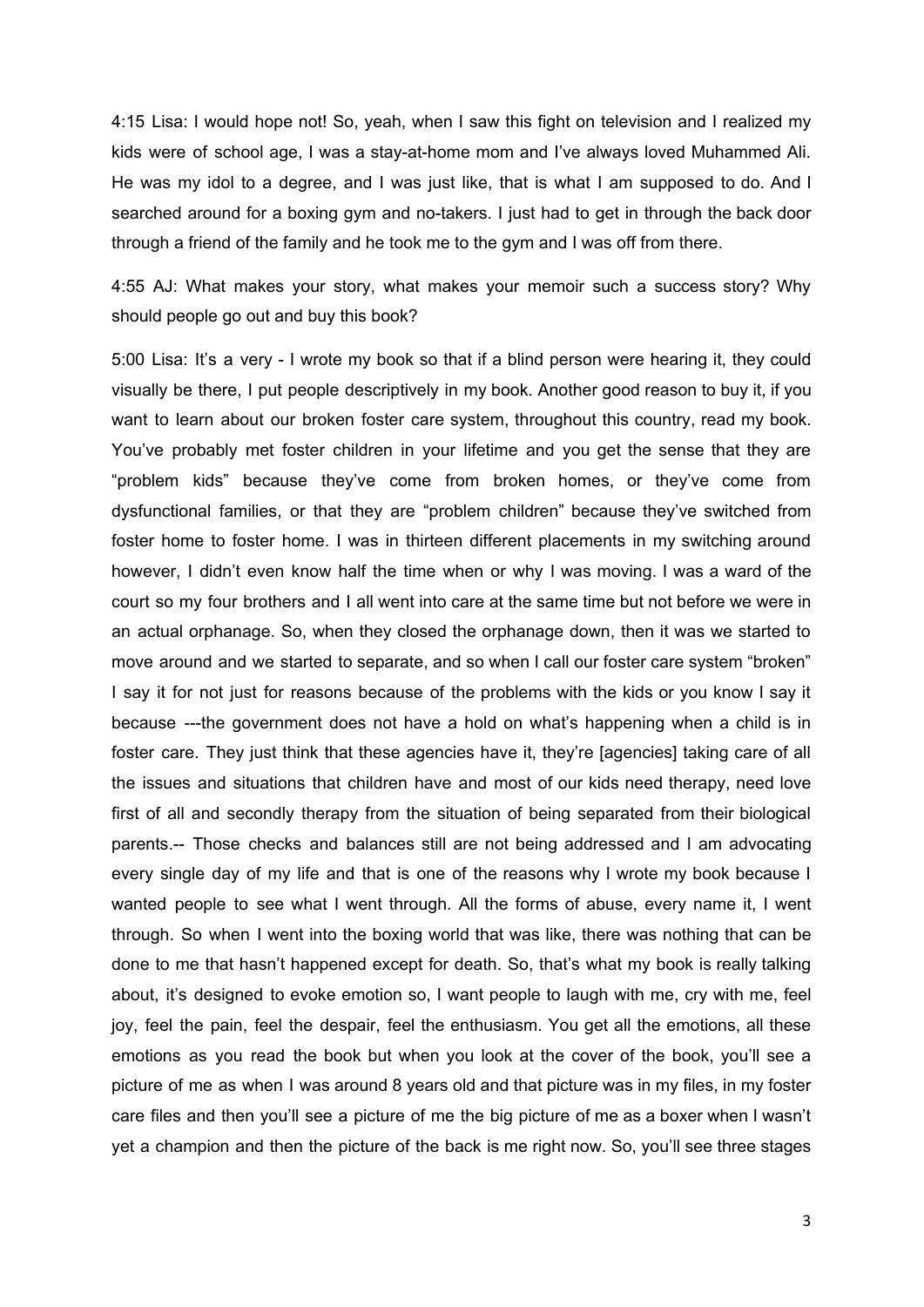4:15 Lisa: I would hope not! So, yeah, when I saw this fight on television and I realized my kids were of school age, I was a stay-at-home mom and I've always loved Muhammed Ali. He was my idol to a degree, and I was just like, that is what I am supposed to do. And I searched around for a boxing gym and no-takers. I just had to get in through the back door through a friend of the family and he took me to the gym and I was off from there.

4:55 AJ: What makes your story, what makes your memoir such a success story? Why should people go out and buy this book?

5:00 Lisa: It's a very - I wrote my book so that if a blind person were hearing it, they could visually be there, I put people descriptively in my book. Another good reason to buy it, if you want to learn about our broken foster care system, throughout this country, read my book. You've probably met foster children in your lifetime and you get the sense that they are "problem kids" because they've come from broken homes, or they've come from dysfunctional families, or that they are "problem children" because they've switched from foster home to foster home. I was in thirteen different placements in my switching around however, I didn't even know half the time when or why I was moving. I was a ward of the court so my four brothers and I all went into care at the same time but not before we were in an actual orphanage. So, when they closed the orphanage down, then it was we started to move around and we started to separate, and so when I call our foster care system "broken" I say it for not just for reasons because of the problems with the kids or you know I say it because ---the government does not have a hold on what's happening when a child is in foster care. They just think that these agencies have it, they're [agencies] taking care of all the issues and situations that children have and most of our kids need therapy, need love first of all and secondly therapy from the situation of being separated from their biological parents.-- Those checks and balances still are not being addressed and I am advocating every single day of my life and that is one of the reasons why I wrote my book because I wanted people to see what I went through. All the forms of abuse, every name it, I went through. So when I went into the boxing world that was like, there was nothing that can be done to me that hasn't happened except for death. So, that's what my book is really talking about, it's designed to evoke emotion so, I want people to laugh with me, cry with me, feel joy, feel the pain, feel the despair, feel the enthusiasm. You get all the emotions, all these emotions as you read the book but when you look at the cover of the book, you'll see a picture of me as when I was around 8 years old and that picture was in my files, in my foster care files and then you'll see a picture of me the big picture of me as a boxer when I wasn't yet a champion and then the picture of the back is me right now. So, you'll see three stages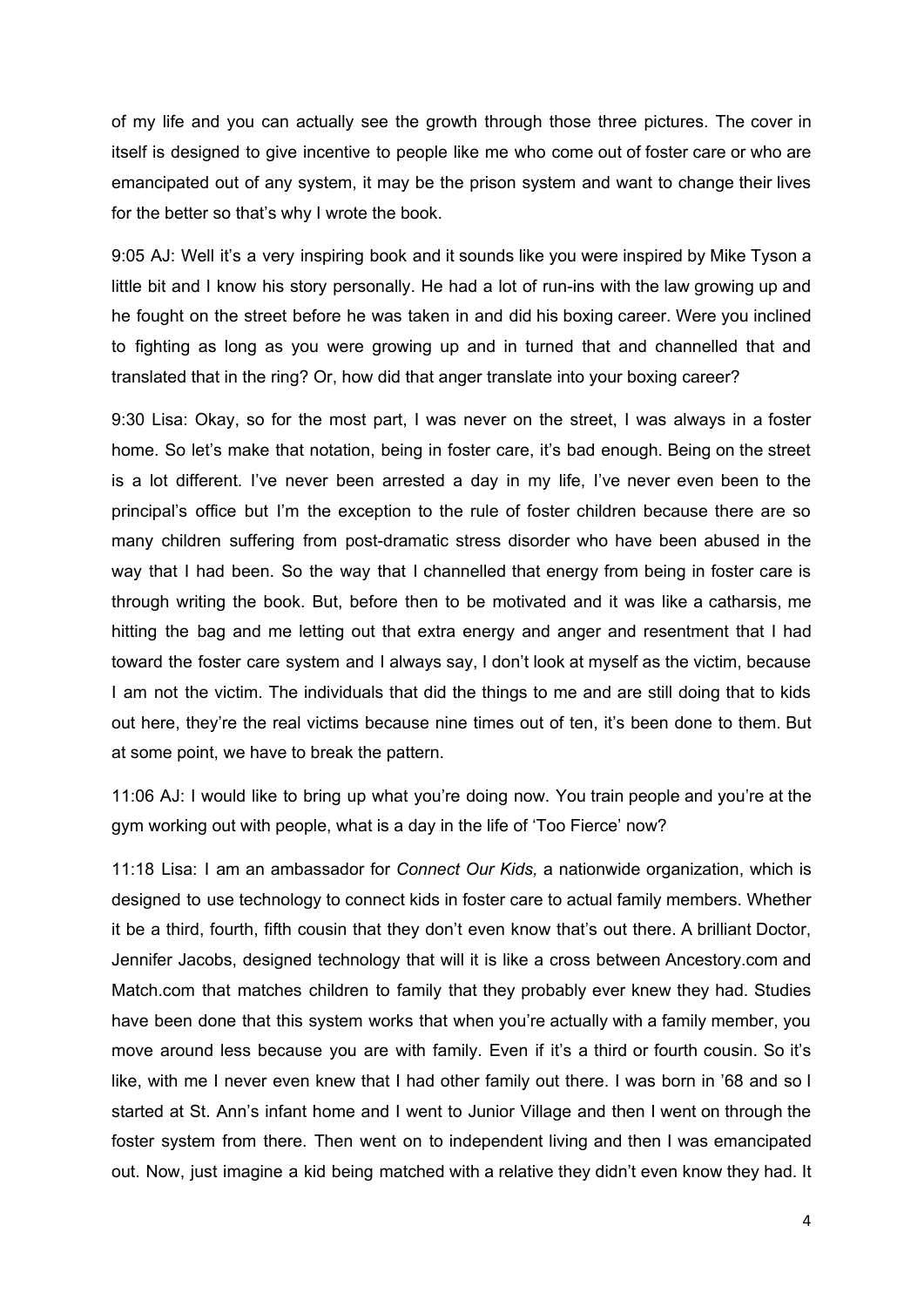of my life and you can actually see the growth through those three pictures. The cover in itself is designed to give incentive to people like me who come out of foster care or who are emancipated out of any system, it may be the prison system and want to change their lives for the better so that's why I wrote the book.

9:05 AJ: Well it's a very inspiring book and it sounds like you were inspired by Mike Tyson a little bit and I know his story personally. He had a lot of run-ins with the law growing up and he fought on the street before he was taken in and did his boxing career. Were you inclined to fighting as long as you were growing up and in turned that and channelled that and translated that in the ring? Or, how did that anger translate into your boxing career?

9:30 Lisa: Okay, so for the most part, I was never on the street, I was always in a foster home. So let's make that notation, being in foster care, it's bad enough. Being on the street is a lot different. I've never been arrested a day in my life, I've never even been to the principal's office but I'm the exception to the rule of foster children because there are so many children suffering from post-dramatic stress disorder who have been abused in the way that I had been. So the way that I channelled that energy from being in foster care is through writing the book. But, before then to be motivated and it was like a catharsis, me hitting the bag and me letting out that extra energy and anger and resentment that I had toward the foster care system and I always say, I don't look at myself as the victim, because I am not the victim. The individuals that did the things to me and are still doing that to kids out here, they're the real victims because nine times out of ten, it's been done to them. But at some point, we have to break the pattern.

11:06 AJ: I would like to bring up what you're doing now. You train people and you're at the gym working out with people, what is a day in the life of 'Too Fierce' now?

11:18 Lisa: I am an ambassador for *Connect Our Kids,* a nationwide organization, which is designed to use technology to connect kids in foster care to actual family members. Whether it be a third, fourth, fifth cousin that they don't even know that's out there. A brilliant Doctor, Jennifer Jacobs, designed technology that will it is like a cross between Ancestory.com and Match.com that matches children to family that they probably ever knew they had. Studies have been done that this system works that when you're actually with a family member, you move around less because you are with family. Even if it's a third or fourth cousin. So it's like, with me I never even knew that I had other family out there. I was born in '68 and so I started at St. Ann's infant home and I went to Junior Village and then I went on through the foster system from there. Then went on to independent living and then I was emancipated out. Now, just imagine a kid being matched with a relative they didn't even know they had. It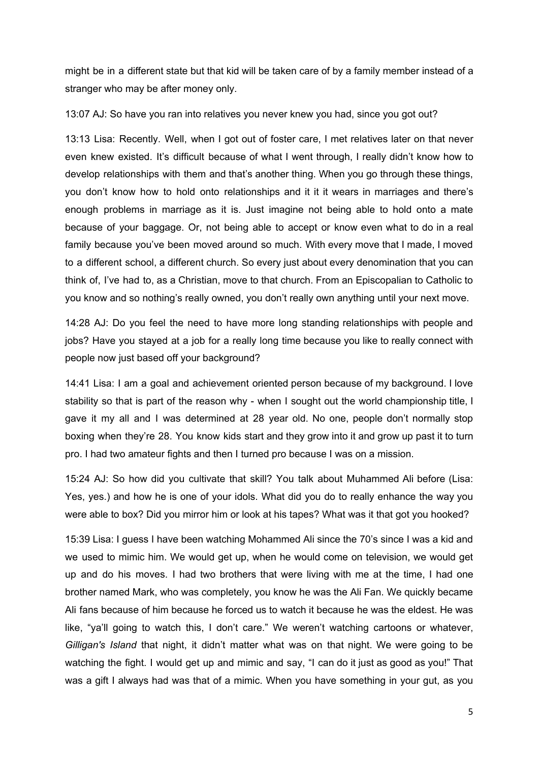might be in a different state but that kid will be taken care of by a family member instead of a stranger who may be after money only.

13:07 AJ: So have you ran into relatives you never knew you had, since you got out?

13:13 Lisa: Recently. Well, when I got out of foster care, I met relatives later on that never even knew existed. It's difficult because of what I went through, I really didn't know how to develop relationships with them and that's another thing. When you go through these things, you don't know how to hold onto relationships and it it it wears in marriages and there's enough problems in marriage as it is. Just imagine not being able to hold onto a mate because of your baggage. Or, not being able to accept or know even what to do in a real family because you've been moved around so much. With every move that I made, I moved to a different school, a different church. So every just about every denomination that you can think of, I've had to, as a Christian, move to that church. From an Episcopalian to Catholic to you know and so nothing's really owned, you don't really own anything until your next move.

14:28 AJ: Do you feel the need to have more long standing relationships with people and jobs? Have you stayed at a job for a really long time because you like to really connect with people now just based off your background?

14:41 Lisa: I am a goal and achievement oriented person because of my background. I love stability so that is part of the reason why - when I sought out the world championship title, I gave it my all and I was determined at 28 year old. No one, people don't normally stop boxing when they're 28. You know kids start and they grow into it and grow up past it to turn pro. I had two amateur fights and then I turned pro because I was on a mission.

15:24 AJ: So how did you cultivate that skill? You talk about Muhammed Ali before (Lisa: Yes, yes.) and how he is one of your idols. What did you do to really enhance the way you were able to box? Did you mirror him or look at his tapes? What was it that got you hooked?

15:39 Lisa: I guess I have been watching Mohammed Ali since the 70's since I was a kid and we used to mimic him. We would get up, when he would come on television, we would get up and do his moves. I had two brothers that were living with me at the time, I had one brother named Mark, who was completely, you know he was the Ali Fan. We quickly became Ali fans because of him because he forced us to watch it because he was the eldest. He was like, "ya'll going to watch this, I don't care." We weren't watching cartoons or whatever, *Gilligan's Island* that night, it didn't matter what was on that night. We were going to be watching the fight. I would get up and mimic and say, "I can do it just as good as you!" That was a gift I always had was that of a mimic. When you have something in your gut, as you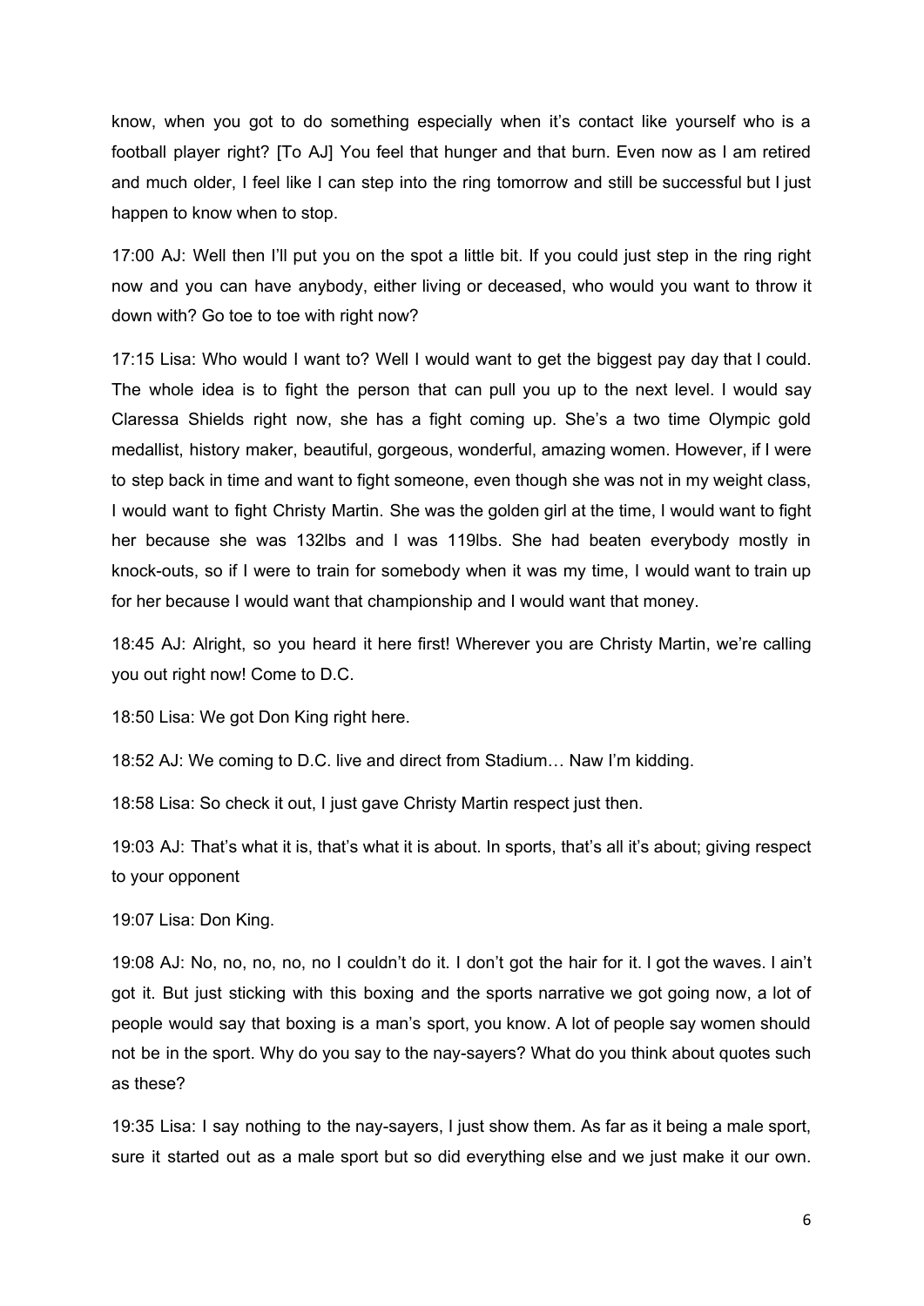know, when you got to do something especially when it's contact like yourself who is a football player right? [To AJ] You feel that hunger and that burn. Even now as I am retired and much older, I feel like I can step into the ring tomorrow and still be successful but I just happen to know when to stop.

17:00 AJ: Well then I'll put you on the spot a little bit. If you could just step in the ring right now and you can have anybody, either living or deceased, who would you want to throw it down with? Go toe to toe with right now?

17:15 Lisa: Who would I want to? Well I would want to get the biggest pay day that I could. The whole idea is to fight the person that can pull you up to the next level. I would say Claressa Shields right now, she has a fight coming up. She's a two time Olympic gold medallist, history maker, beautiful, gorgeous, wonderful, amazing women. However, if I were to step back in time and want to fight someone, even though she was not in my weight class, I would want to fight Christy Martin. She was the golden girl at the time, I would want to fight her because she was 132lbs and I was 119lbs. She had beaten everybody mostly in knock-outs, so if I were to train for somebody when it was my time, I would want to train up for her because I would want that championship and I would want that money.

18:45 AJ: Alright, so you heard it here first! Wherever you are Christy Martin, we're calling you out right now! Come to D.C.

18:50 Lisa: We got Don King right here.

18:52 AJ: We coming to D.C. live and direct from Stadium… Naw I'm kidding.

18:58 Lisa: So check it out, I just gave Christy Martin respect just then.

19:03 AJ: That's what it is, that's what it is about. In sports, that's all it's about; giving respect to your opponent

19:07 Lisa: Don King.

19:08 AJ: No, no, no, no, no I couldn't do it. I don't got the hair for it. I got the waves. I ain't got it. But just sticking with this boxing and the sports narrative we got going now, a lot of people would say that boxing is a man's sport, you know. A lot of people say women should not be in the sport. Why do you say to the nay-sayers? What do you think about quotes such as these?

19:35 Lisa: I say nothing to the nay-sayers, I just show them. As far as it being a male sport, sure it started out as a male sport but so did everything else and we just make it our own.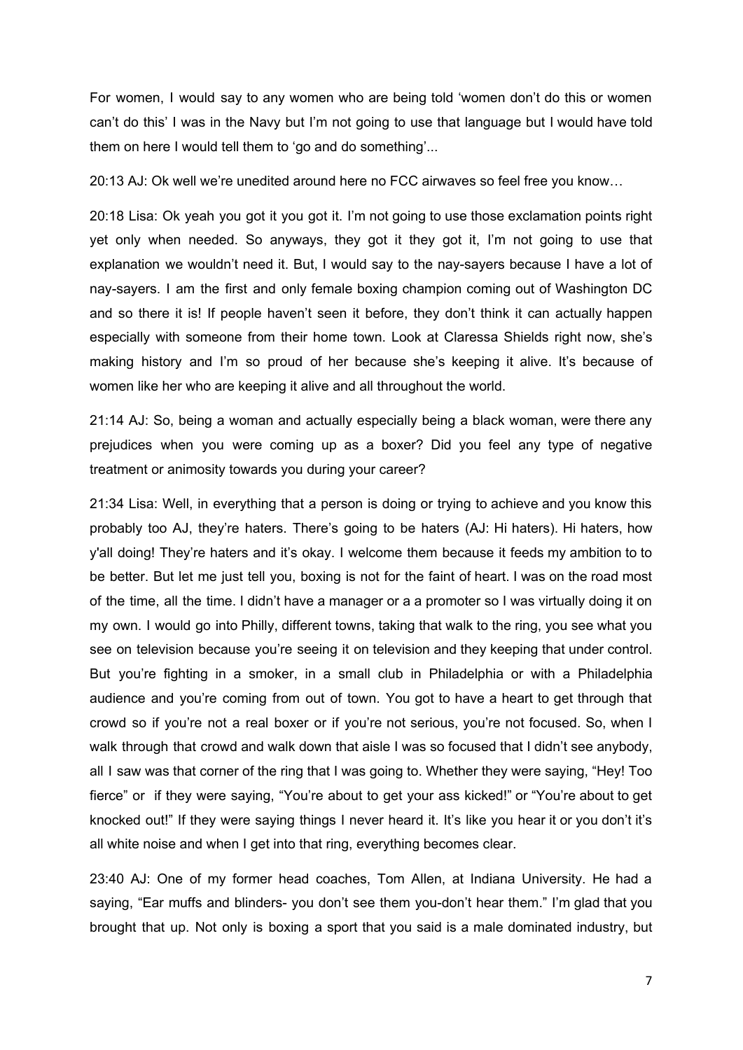For women, I would say to any women who are being told 'women don't do this or women can't do this' I was in the Navy but I'm not going to use that language but I would have told them on here I would tell them to 'go and do something'...

20:13 AJ: Ok well we're unedited around here no FCC airwaves so feel free you know…

20:18 Lisa: Ok yeah you got it you got it. I'm not going to use those exclamation points right yet only when needed. So anyways, they got it they got it, I'm not going to use that explanation we wouldn't need it. But, I would say to the nay-sayers because I have a lot of nay-sayers. I am the first and only female boxing champion coming out of Washington DC and so there it is! If people haven't seen it before, they don't think it can actually happen especially with someone from their home town. Look at Claressa Shields right now, she's making history and I'm so proud of her because she's keeping it alive. It's because of women like her who are keeping it alive and all throughout the world.

21:14 AJ: So, being a woman and actually especially being a black woman, were there any prejudices when you were coming up as a boxer? Did you feel any type of negative treatment or animosity towards you during your career?

21:34 Lisa: Well, in everything that a person is doing or trying to achieve and you know this probably too AJ, they're haters. There's going to be haters (AJ: Hi haters). Hi haters, how y'all doing! They're haters and it's okay. I welcome them because it feeds my ambition to to be better. But let me just tell you, boxing is not for the faint of heart. I was on the road most of the time, all the time. I didn't have a manager or a a promoter so I was virtually doing it on my own. I would go into Philly, different towns, taking that walk to the ring, you see what you see on television because you're seeing it on television and they keeping that under control. But you're fighting in a smoker, in a small club in Philadelphia or with a Philadelphia audience and you're coming from out of town. You got to have a heart to get through that crowd so if you're not a real boxer or if you're not serious, you're not focused. So, when I walk through that crowd and walk down that aisle I was so focused that I didn't see anybody, all I saw was that corner of the ring that I was going to. Whether they were saying, "Hey! Too fierce" or if they were saying, "You're about to get your ass kicked!" or "You're about to get knocked out!" If they were saying things I never heard it. It's like you hear it or you don't it's all white noise and when I get into that ring, everything becomes clear.

23:40 AJ: One of my former head coaches, Tom Allen, at Indiana University. He had a saying, "Ear muffs and blinders- you don't see them you-don't hear them." I'm glad that you brought that up. Not only is boxing a sport that you said is a male dominated industry, but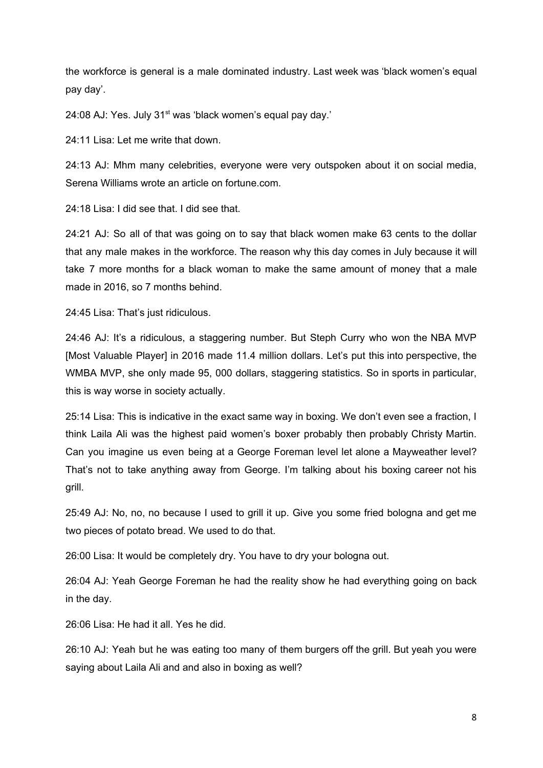the workforce is general is a male dominated industry. Last week was 'black women's equal pay day'.

24:08 AJ: Yes. July 31st was 'black women's equal pay day.'

24:11 Lisa: Let me write that down.

24:13 AJ: Mhm many celebrities, everyone were very outspoken about it on social media, Serena Williams wrote an article on fortune.com.

24:18 Lisa: I did see that. I did see that.

24:21 AJ: So all of that was going on to say that black women make 63 cents to the dollar that any male makes in the workforce. The reason why this day comes in July because it will take 7 more months for a black woman to make the same amount of money that a male made in 2016, so 7 months behind.

24:45 Lisa: That's just ridiculous.

24:46 AJ: It's a ridiculous, a staggering number. But Steph Curry who won the NBA MVP [Most Valuable Player] in 2016 made 11.4 million dollars. Let's put this into perspective, the WMBA MVP, she only made 95, 000 dollars, staggering statistics. So in sports in particular, this is way worse in society actually.

25:14 Lisa: This is indicative in the exact same way in boxing. We don't even see a fraction, I think Laila Ali was the highest paid women's boxer probably then probably Christy Martin. Can you imagine us even being at a George Foreman level let alone a Mayweather level? That's not to take anything away from George. I'm talking about his boxing career not his grill.

25:49 AJ: No, no, no because I used to grill it up. Give you some fried bologna and get me two pieces of potato bread. We used to do that.

26:00 Lisa: It would be completely dry. You have to dry your bologna out.

26:04 AJ: Yeah George Foreman he had the reality show he had everything going on back in the day.

26:06 Lisa: He had it all. Yes he did.

26:10 AJ: Yeah but he was eating too many of them burgers off the grill. But yeah you were saying about Laila Ali and and also in boxing as well?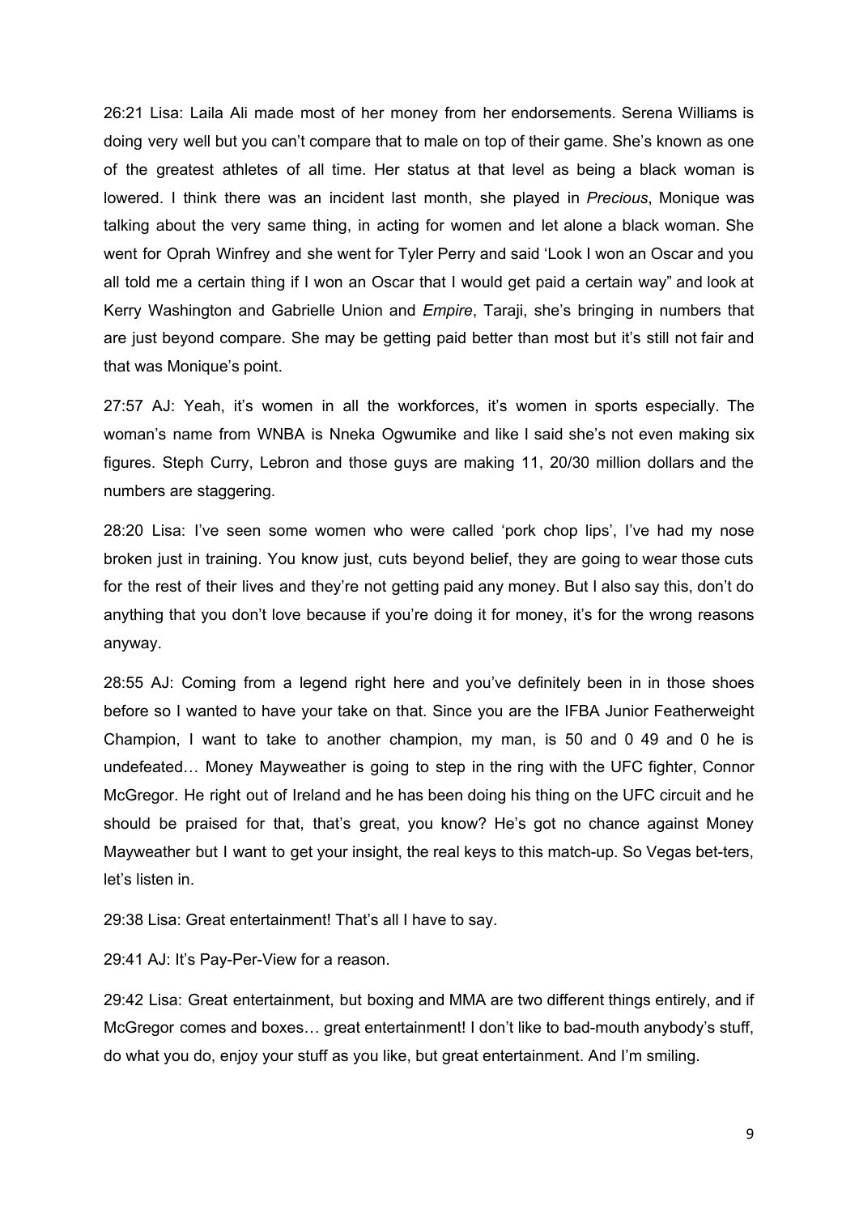26:21 Lisa: Laila Ali made most of her money from her endorsements. Serena Williams is doing very well but you can't compare that to male on top of their game. She's known as one of the greatest athletes of all time. Her status at that level as being a black woman is lowered. I think there was an incident last month, she played in *Precious*, Monique was talking about the very same thing, in acting for women and let alone a black woman. She went for Oprah Winfrey and she went for Tyler Perry and said 'Look I won an Oscar and you all told me a certain thing if I won an Oscar that I would get paid a certain way" and look at Kerry Washington and Gabrielle Union and *Empire*, Taraji, she's bringing in numbers that are just beyond compare. She may be getting paid better than most but it's still not fair and that was Monique's point.

27:57 AJ: Yeah, it's women in all the workforces, it's women in sports especially. The woman's name from WNBA is Nneka Ogwumike and like I said she's not even making six figures. Steph Curry, Lebron and those guys are making 11, 20/30 million dollars and the numbers are staggering.

28:20 Lisa: I've seen some women who were called 'pork chop lips', I've had my nose broken just in training. You know just, cuts beyond belief, they are going to wear those cuts for the rest of their lives and they're not getting paid any money. But I also say this, don't do anything that you don't love because if you're doing it for money, it's for the wrong reasons anyway.

28:55 AJ: Coming from a legend right here and you've definitely been in in those shoes before so I wanted to have your take on that. Since you are the IFBA Junior Featherweight Champion, I want to take to another champion, my man, is 50 and 0 49 and 0 he is undefeated… Money Mayweather is going to step in the ring with the UFC fighter, Connor McGregor. He right out of Ireland and he has been doing his thing on the UFC circuit and he should be praised for that, that's great, you know? He's got no chance against Money Mayweather but I want to get your insight, the real keys to this match-up. So Vegas bet-ters, let's listen in.

29:38 Lisa: Great entertainment! That's all I have to say.

29:41 AJ: It's Pay-Per-View for a reason.

29:42 Lisa: Great entertainment, but boxing and MMA are two different things entirely, and if McGregor comes and boxes… great entertainment! I don't like to bad-mouth anybody's stuff, do what you do, enjoy your stuff as you like, but great entertainment. And I'm smiling.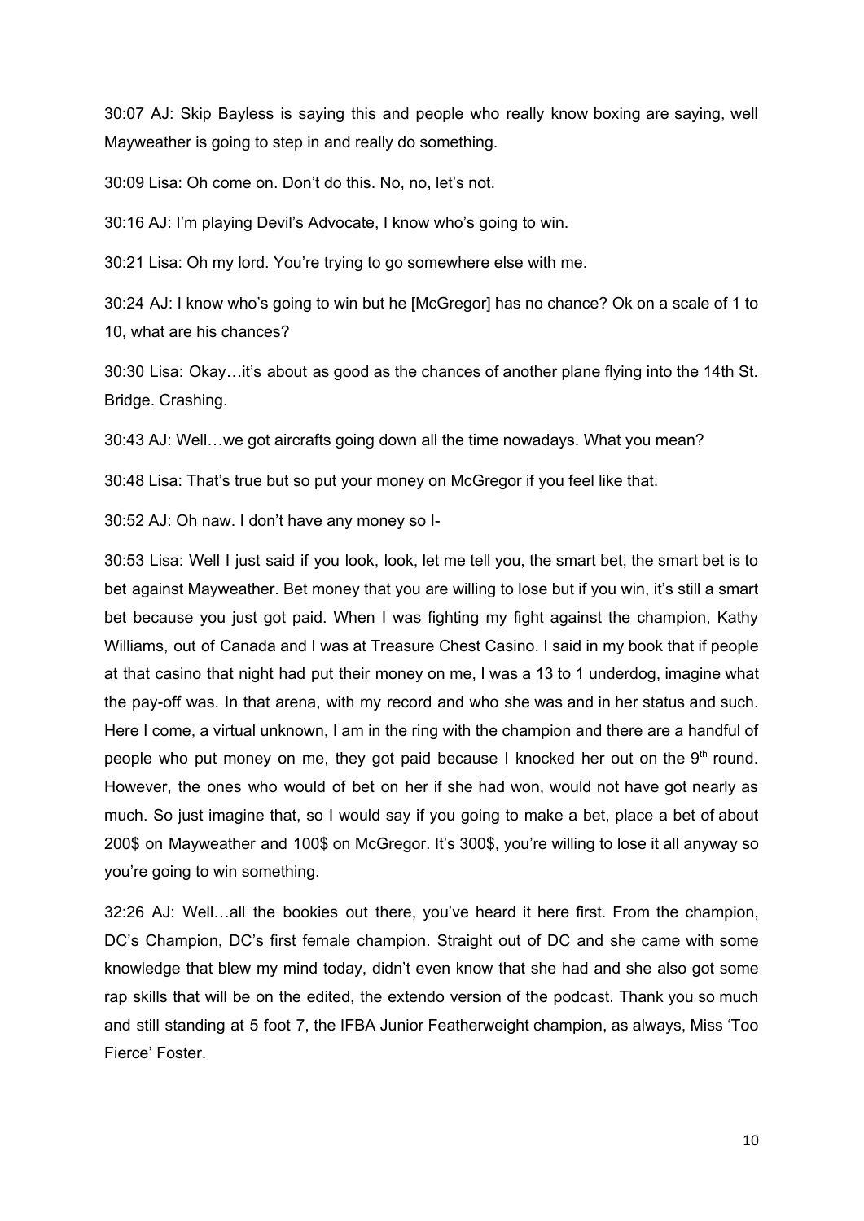30:07 AJ: Skip Bayless is saying this and people who really know boxing are saying, well Mayweather is going to step in and really do something.

30:09 Lisa: Oh come on. Don't do this. No, no, let's not.

30:16 AJ: I'm playing Devil's Advocate, I know who's going to win.

30:21 Lisa: Oh my lord. You're trying to go somewhere else with me.

30:24 AJ: I know who's going to win but he [McGregor] has no chance? Ok on a scale of 1 to 10, what are his chances?

30:30 Lisa: Okay…it's about as good as the chances of another plane flying into the 14th St. Bridge. Crashing.

30:43 AJ: Well…we got aircrafts going down all the time nowadays. What you mean?

30:48 Lisa: That's true but so put your money on McGregor if you feel like that.

30:52 AJ: Oh naw. I don't have any money so I-

30:53 Lisa: Well I just said if you look, look, let me tell you, the smart bet, the smart bet is to bet against Mayweather. Bet money that you are willing to lose but if you win, it's still a smart bet because you just got paid. When I was fighting my fight against the champion, Kathy Williams, out of Canada and I was at Treasure Chest Casino. I said in my book that if people at that casino that night had put their money on me, I was a 13 to 1 underdog, imagine what the pay-off was. In that arena, with my record and who she was and in her status and such. Here I come, a virtual unknown, I am in the ring with the champion and there are a handful of people who put money on me, they got paid because I knocked her out on the 9th round. However, the ones who would of bet on her if she had won, would not have got nearly as much. So just imagine that, so I would say if you going to make a bet, place a bet of about 200$ on Mayweather and 100$ on McGregor. It's 300$, you're willing to lose it all anyway so you're going to win something.

32:26 AJ: Well…all the bookies out there, you've heard it here first. From the champion, DC's Champion, DC's first female champion. Straight out of DC and she came with some knowledge that blew my mind today, didn't even know that she had and she also got some rap skills that will be on the edited, the extendo version of the podcast. Thank you so much and still standing at 5 foot 7, the IFBA Junior Featherweight champion, as always, Miss 'Too Fierce' Foster.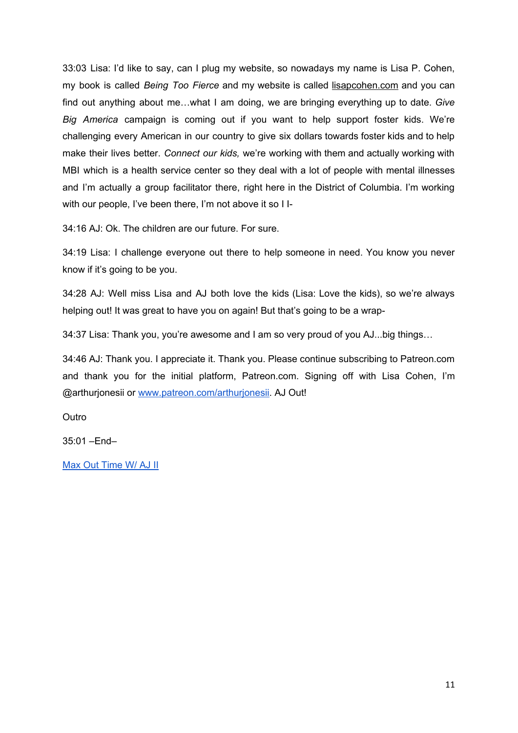33:03 Lisa: I'd like to say, can I plug my website, so nowadays my name is Lisa P. Cohen, my book is called *Being Too Fierce* and my website is called lisapcohen.com and you can find out anything about me…what I am doing, we are bringing everything up to date. *Give Big America* campaign is coming out if you want to help support foster kids. We're challenging every American in our country to give six dollars towards foster kids and to help make their lives better. *Connect our kids,* we're working with them and actually working with MBI which is a health service center so they deal with a lot of people with mental illnesses and I'm actually a group facilitator there, right here in the District of Columbia. I'm working with our people, I've been there, I'm not above it so I I-

34:16 AJ: Ok. The children are our future. For sure.

34:19 Lisa: I challenge everyone out there to help someone in need. You know you never know if it's going to be you.

34:28 AJ: Well miss Lisa and AJ both love the kids (Lisa: Love the kids), so we're always helping out! It was great to have you on again! But that's going to be a wrap-

34:37 Lisa: Thank you, you're awesome and I am so very proud of you AJ...big things…

34:46 AJ: Thank you. I appreciate it. Thank you. Please continue subscribing to Patreon.com and thank you for the initial platform, Patreon.com. Signing off with Lisa Cohen, I'm @arthurjonesii or [www.patreon.com/arthurjonesii](www.patreon.com/arthurjonesii). AJ Out!

Outro

35:01 –End–

Max Out Time W/ AJ II